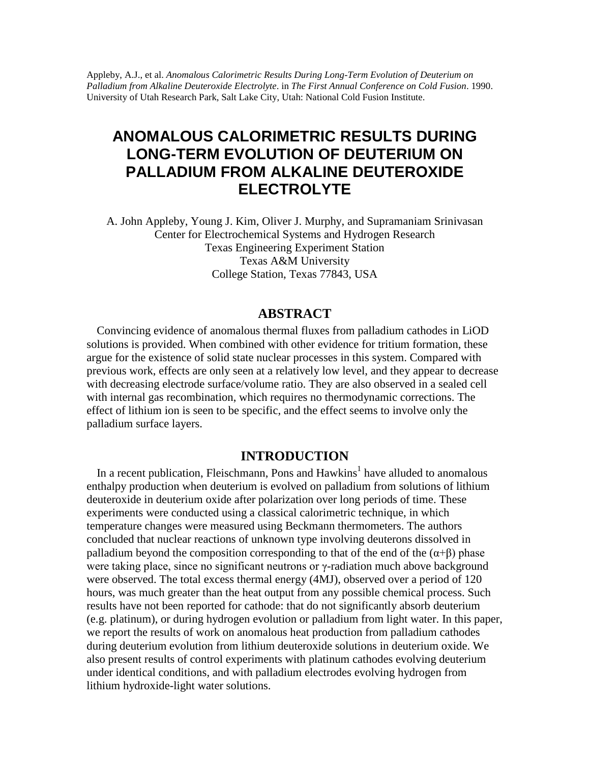Appleby, A.J., et al. *Anomalous Calorimetric Results During Long-Term Evolution of Deuterium on Palladium from Alkaline Deuteroxide Electrolyte*. in *The First Annual Conference on Cold Fusion*. 1990. University of Utah Research Park, Salt Lake City, Utah: National Cold Fusion Institute.

# ANOMALOUS CALORIMETRIC RESULTS DURING LONG-TERM EVOLUTION OF DEUTERIUM ON PALLADIUM FROM ALKALINE DEUTEROXIDE ELECTROLYTE

A. John Appleby, Young J. Kim, Oliver J. Murphy, and Supramaniam Srinivasan
Center for Electrochemical Systems and Hydrogen Research
Texas Engineering Experiment Station
Texas A&M University
College Station, Texas 77843, USA

## ABSTRACT

Convincing evidence of anomalous thermal fluxes from palladium cathodes in LiOD solutions is provided. When combined with other evidence for tritium formation, these argue for the existence of solid state nuclear processes in this system. Compared with previous work, effects are only seen at a relatively low level, and they appear to decrease with decreasing electrode surface/volume ratio. They are also observed in a sealed cell with internal gas recombination, which requires no thermodynamic corrections. The effect of lithium ion is seen to be specific, and the effect seems to involve only the palladium surface layers.

## INTRODUCTION

In a recent publication, Fleischmann, Pons and Hawkins[1] have alluded to anomalous enthalpy production when deuterium is evolved on palladium from solutions of lithium deuteroxide in deuterium oxide after polarization over long periods of time. These experiments were conducted using a classical calorimetric technique, in which temperature changes were measured using Beckmann thermometers. The authors concluded that nuclear reactions of unknown type involving deuterons dissolved in palladium beyond the composition corresponding to that of the end of the ($\alpha$+$\beta$) phase were taking place, since no significant neutrons or $\gamma$-radiation much above background were observed. The total excess thermal energy (4MJ), observed over a period of 120 hours, was much greater than the heat output from any possible chemical process. Such results have not been reported for cathode: that do not significantly absorb deuterium (e.g. platinum), or during hydrogen evolution or palladium from light water. In this paper, we report the results of work on anomalous heat production from palladium cathodes during deuterium evolution from lithium deuteroxide solutions in deuterium oxide. We also present results of control experiments with platinum cathodes evolving deuterium under identical conditions, and with palladium electrodes evolving hydrogen from lithium hydroxide-light water solutions.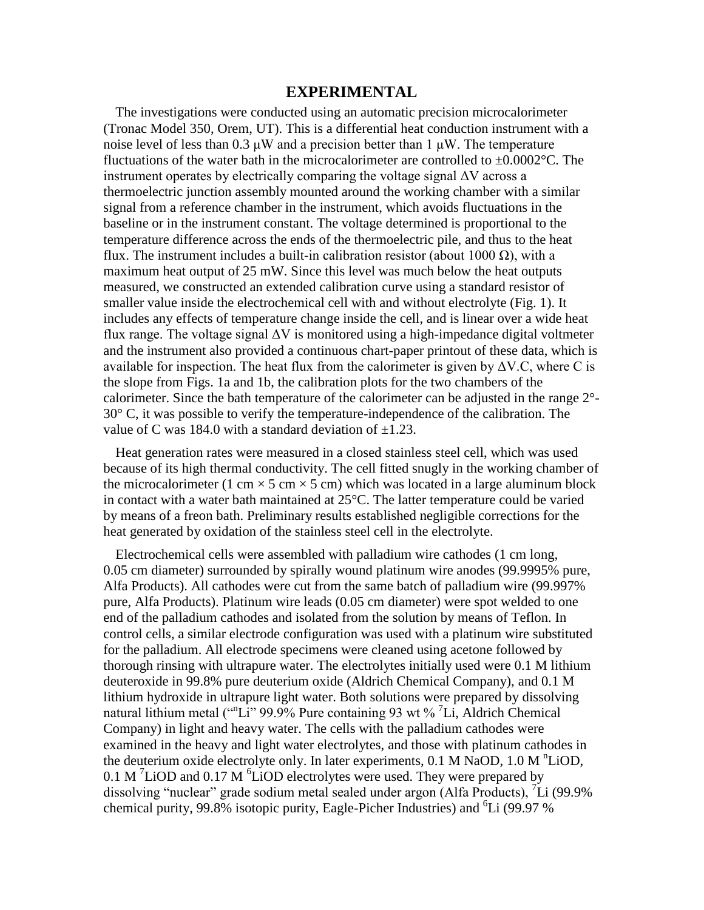## EXPERIMENTAL

The investigations were conducted using an automatic precision microcalorimeter (Tronac Model 350, Orem, UT). This is a differential heat conduction instrument with a noise level of less than 0.3 μW and a precision better than 1 μW. The temperature fluctuations of the water bath in the microcalorimeter are controlled to ±0.0002°C. The instrument operates by electrically comparing the voltage signal ΔV across a thermoelectric junction assembly mounted around the working chamber with a similar signal from a reference chamber in the instrument, which avoids fluctuations in the baseline or in the instrument constant. The voltage determined is proportional to the temperature difference across the ends of the thermoelectric pile, and thus to the heat flux. The instrument includes a built-in calibration resistor (about 1000 Ω), with a maximum heat output of 25 mW. Since this level was much below the heat outputs measured, we constructed an extended calibration curve using a standard resistor of smaller value inside the electrochemical cell with and without electrolyte (Fig. 1). It includes any effects of temperature change inside the cell, and is linear over a wide heat flux range. The voltage signal ΔV is monitored using a high-impedance digital voltmeter and the instrument also provided a continuous chart-paper printout of these data, which is available for inspection. The heat flux from the calorimeter is given by ΔV.C, where C is the slope from Figs. 1a and 1b, the calibration plots for the two chambers of the calorimeter. Since the bath temperature of the calorimeter can be adjusted in the range 2°-30° C, it was possible to verify the temperature-independence of the calibration. The value of C was 184.0 with a standard deviation of ±1.23.

Heat generation rates were measured in a closed stainless steel cell, which was used because of its high thermal conductivity. The cell fitted snugly in the working chamber of the microcalorimeter (1 cm × 5 cm × 5 cm) which was located in a large aluminum block in contact with a water bath maintained at 25°C. The latter temperature could be varied by means of a freon bath. Preliminary results established negligible corrections for the heat generated by oxidation of the stainless steel cell in the electrolyte.

Electrochemical cells were assembled with palladium wire cathodes (1 cm long, 0.05 cm diameter) surrounded by spirally wound platinum wire anodes (99.9995% pure, Alfa Products). All cathodes were cut from the same batch of palladium wire (99.997% pure, Alfa Products). Platinum wire leads (0.05 cm diameter) were spot welded to one end of the palladium cathodes and isolated from the solution by means of Teflon. In control cells, a similar electrode configuration was used with a platinum wire substituted for the palladium. All electrode specimens were cleaned using acetone followed by thorough rinsing with ultrapure water. The electrolytes initially used were 0.1 M lithium deuteroxide in 99.8% pure deuterium oxide (Aldrich Chemical Company), and 0.1 M lithium hydroxide in ultrapure light water. Both solutions were prepared by dissolving natural lithium metal ("$^{n}$Li" 99.9% Pure containing 93 wt % $^{7}$Li, Aldrich Chemical Company) in light and heavy water. The cells with the palladium cathodes were examined in the heavy and light water electrolytes, and those with platinum cathodes in the deuterium oxide electrolyte only. In later experiments, 0.1 M NaOD, 1.0 M $^{n}$LiOD, 0.1 M $^{7}$LiOD and 0.17 M $^{6}$LiOD electrolytes were used. They were prepared by dissolving "nuclear" grade sodium metal sealed under argon (Alfa Products), $^{7}$Li (99.9% chemical purity, 99.8% isotopic purity, Eagle-Picher Industries) and $^{6}$Li (99.97 %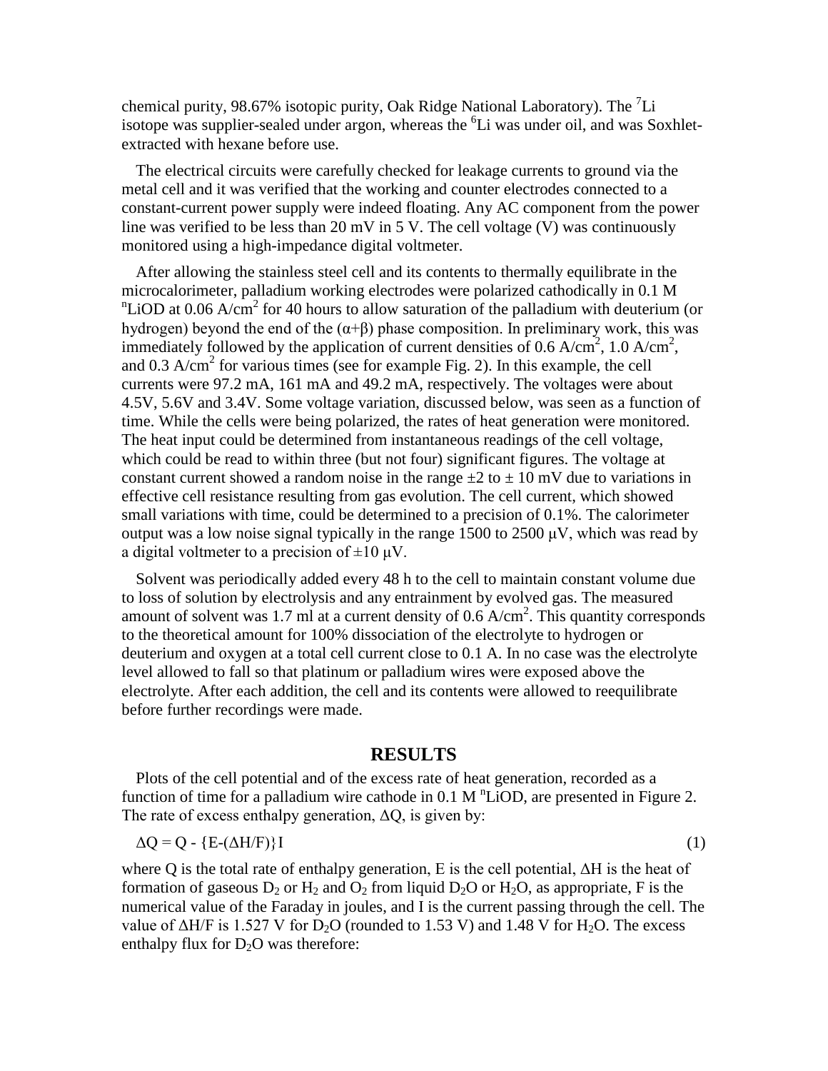chemical purity, 98.67% isotopic purity, Oak Ridge National Laboratory). The $^{7}Li$ isotope was supplier-sealed under argon, whereas the $^{6}Li$ was under oil, and was Soxhlet-extracted with hexane before use.

The electrical circuits were carefully checked for leakage currents to ground via the metal cell and it was verified that the working and counter electrodes connected to a constant-current power supply were indeed floating. Any AC component from the power line was verified to be less than 20 mV in 5 V. The cell voltage (V) was continuously monitored using a high-impedance digital voltmeter.

After allowing the stainless steel cell and its contents to thermally equilibrate in the microcalorimeter, palladium working electrodes were polarized cathodically in 0.1 M $^{n}LiOD$ at 0.06 A/cm$^2$ for 40 hours to allow saturation of the palladium with deuterium (or hydrogen) beyond the end of the ($\alpha$+$\beta$) phase composition. In preliminary work, this was immediately followed by the application of current densities of 0.6 A/cm$^2$, 1.0 A/cm$^2$, and 0.3 A/cm$^2$ for various times (see for example Fig. 2). In this example, the cell currents were 97.2 mA, 161 mA and 49.2 mA, respectively. The voltages were about 4.5V, 5.6V and 3.4V. Some voltage variation, discussed below, was seen as a function of time. While the cells were being polarized, the rates of heat generation were monitored. The heat input could be determined from instantaneous readings of the cell voltage, which could be read to within three (but not four) significant figures. The voltage at constant current showed a random noise in the range $\pm$2 to $\pm$ 10 mV due to variations in effective cell resistance resulting from gas evolution. The cell current, which showed small variations with time, could be determined to a precision of 0.1%. The calorimeter output was a low noise signal typically in the range 1500 to 2500 μV, which was read by a digital voltmeter to a precision of $\pm$10 μV.

Solvent was periodically added every 48 h to the cell to maintain constant volume due to loss of solution by electrolysis and any entrainment by evolved gas. The measured amount of solvent was 1.7 ml at a current density of 0.6 A/cm$^2$. This quantity corresponds to the theoretical amount for 100% dissociation of the electrolyte to hydrogen or deuterium and oxygen at a total cell current close to 0.1 A. In no case was the electrolyte level allowed to fall so that platinum or palladium wires were exposed above the electrolyte. After each addition, the cell and its contents were allowed to reequilibrate before further recordings were made.

## RESULTS

Plots of the cell potential and of the excess rate of heat generation, recorded as a function of time for a palladium wire cathode in 0.1 M $^{n}LiOD$, are presented in Figure 2. The rate of excess enthalpy generation, $\Delta Q$, is given by:

$$\Delta Q = Q - \{E-(\Delta H/F)\}I \qquad (1)$$

where Q is the total rate of enthalpy generation, E is the cell potential, $\Delta H$ is the heat of formation of gaseous $D_2$ or $H_2$ and $O_2$ from liquid $D_2O$ or $H_2O$, as appropriate, F is the numerical value of the Faraday in joules, and I is the current passing through the cell. The value of $\Delta H/F$ is 1.527 V for $D_2O$ (rounded to 1.53 V) and 1.48 V for $H_2O$. The excess enthalpy flux for $D_2O$ was therefore: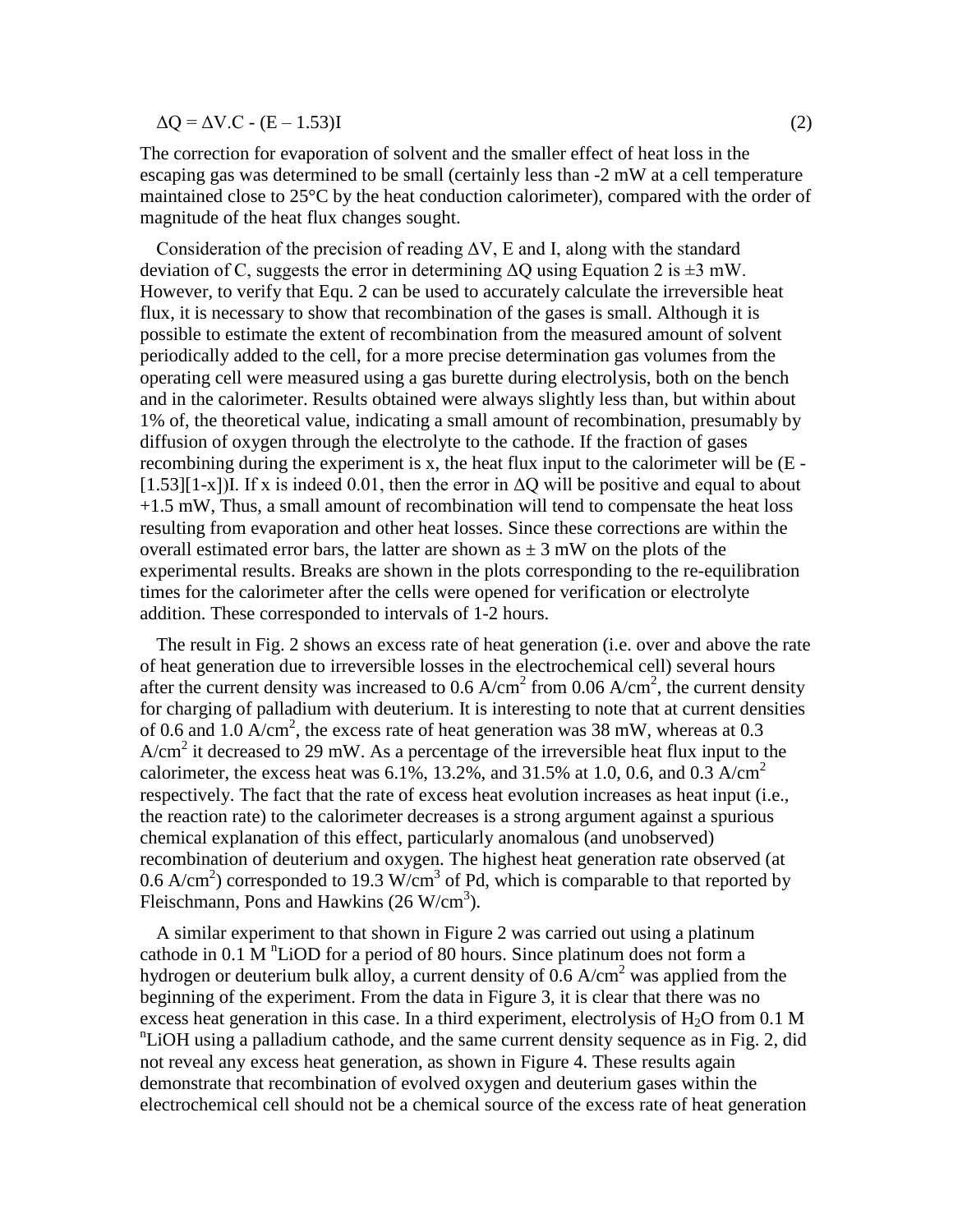$$\Delta Q = \Delta V.C - (E - 1.53)I \tag{2}$$

The correction for evaporation of solvent and the smaller effect of heat loss in the escaping gas was determined to be small (certainly less than -2 mW at a cell temperature maintained close to 25°C by the heat conduction calorimeter), compared with the order of magnitude of the heat flux changes sought.

Consideration of the precision of reading $\Delta V$, E and I, along with the standard deviation of C, suggests the error in determining $\Delta Q$ using Equation 2 is $\pm 3$ mW. However, to verify that Equ. 2 can be used to accurately calculate the irreversible heat flux, it is necessary to show that recombination of the gases is small. Although it is possible to estimate the extent of recombination from the measured amount of solvent periodically added to the cell, for a more precise determination gas volumes from the operating cell were measured using a gas burette during electrolysis, both on the bench and in the calorimeter. Results obtained were always slightly less than, but within about 1% of, the theoretical value, indicating a small amount of recombination, presumably by diffusion of oxygen through the electrolyte to the cathode. If the fraction of gases recombining during the experiment is x, the heat flux input to the calorimeter will be (E - [1.53][1-x])I. If x is indeed 0.01, then the error in $\Delta Q$ will be positive and equal to about +1.5 mW, Thus, a small amount of recombination will tend to compensate the heat loss resulting from evaporation and other heat losses. Since these corrections are within the overall estimated error bars, the latter are shown as $\pm$ 3 mW on the plots of the experimental results. Breaks are shown in the plots corresponding to the re-equilibration times for the calorimeter after the cells were opened for verification or electrolyte addition. These corresponded to intervals of 1-2 hours.

The result in Fig. 2 shows an excess rate of heat generation (i.e. over and above the rate of heat generation due to irreversible losses in the electrochemical cell) several hours after the current density was increased to 0.6 $A/cm^2$ from 0.06 $A/cm^2$, the current density for charging of palladium with deuterium. It is interesting to note that at current densities of 0.6 and 1.0 $A/cm^2$, the excess rate of heat generation was 38 mW, whereas at 0.3 $A/cm^2$ it decreased to 29 mW. As a percentage of the irreversible heat flux input to the calorimeter, the excess heat was 6.1%, 13.2%, and 31.5% at 1.0, 0.6, and 0.3 $A/cm^2$ respectively. The fact that the rate of excess heat evolution increases as heat input (i.e., the reaction rate) to the calorimeter decreases is a strong argument against a spurious chemical explanation of this effect, particularly anomalous (and unobserved) recombination of deuterium and oxygen. The highest heat generation rate observed (at 0.6 $A/cm^2$) corresponded to 19.3 $W/cm^3$ of Pd, which is comparable to that reported by Fleischmann, Pons and Hawkins (26 $W/cm^3$).

A similar experiment to that shown in Figure 2 was carried out using a platinum cathode in 0.1 M $^{n}LiOD$ for a period of 80 hours. Since platinum does not form a hydrogen or deuterium bulk alloy, a current density of 0.6 $A/cm^2$ was applied from the beginning of the experiment. From the data in Figure 3, it is clear that there was no excess heat generation in this case. In a third experiment, electrolysis of $H_2O$ from 0.1 M $^{n}LiOH$ using a palladium cathode, and the same current density sequence as in Fig. 2, did not reveal any excess heat generation, as shown in Figure 4. These results again demonstrate that recombination of evolved oxygen and deuterium gases within the electrochemical cell should not be a chemical source of the excess rate of heat generation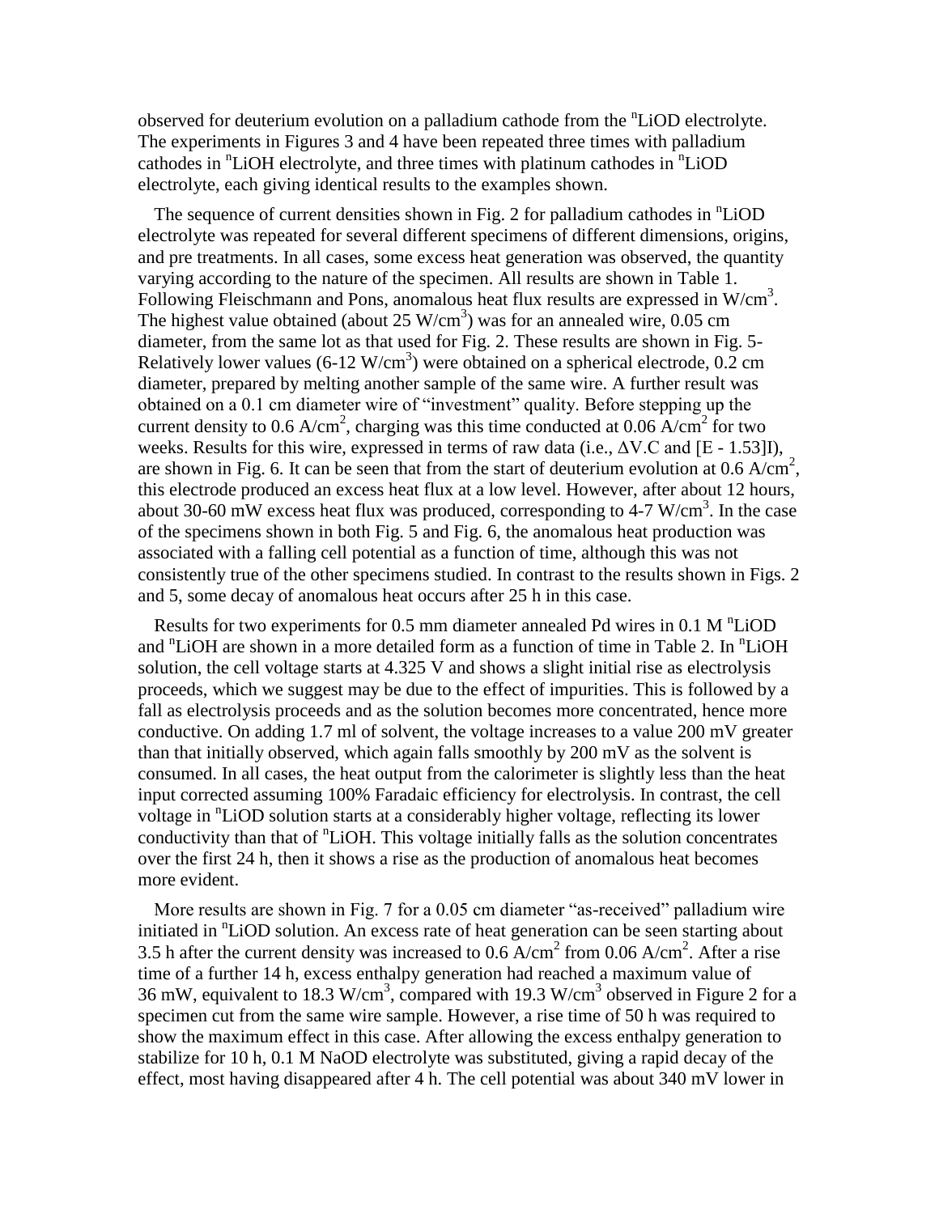observed for deuterium evolution on a palladium cathode from the $^{n}LiOD$ electrolyte. The experiments in Figures 3 and 4 have been repeated three times with palladium cathodes in $^{n}LiOH$ electrolyte, and three times with platinum cathodes in $^{n}LiOD$ electrolyte, each giving identical results to the examples shown.

The sequence of current densities shown in Fig. 2 for palladium cathodes in $^{n}LiOD$ electrolyte was repeated for several different specimens of different dimensions, origins, and pre treatments. In all cases, some excess heat generation was observed, the quantity varying according to the nature of the specimen. All results are shown in Table 1. Following Fleischmann and Pons, anomalous heat flux results are expressed in $W/cm^3$. The highest value obtained (about 25 $W/cm^3$) was for an annealed wire, 0.05 cm diameter, from the same lot as that used for Fig. 2. These results are shown in Fig. 5- Relatively lower values (6-12 $W/cm^3$) were obtained on a spherical electrode, 0.2 cm diameter, prepared by melting another sample of the same wire. A further result was obtained on a 0.1 cm diameter wire of "investment" quality. Before stepping up the current density to 0.6 $A/cm^2$, charging was this time conducted at 0.06 $A/cm^2$ for two weeks. Results for this wire, expressed in terms of raw data (i.e., $\Delta V.C$ and $[E - 1.53]I$), are shown in Fig. 6. It can be seen that from the start of deuterium evolution at 0.6 $A/cm^2$, this electrode produced an excess heat flux at a low level. However, after about 12 hours, about 30-60 mW excess heat flux was produced, corresponding to 4-7 $W/cm^3$. In the case of the specimens shown in both Fig. 5 and Fig. 6, the anomalous heat production was associated with a falling cell potential as a function of time, although this was not consistently true of the other specimens studied. In contrast to the results shown in Figs. 2 and 5, some decay of anomalous heat occurs after 25 h in this case.

Results for two experiments for 0.5 mm diameter annealed Pd wires in 0.1 M $^{n}LiOD$ and $^{n}LiOH$ are shown in a more detailed form as a function of time in Table 2. In $^{n}LiOH$ solution, the cell voltage starts at 4.325 V and shows a slight initial rise as electrolysis proceeds, which we suggest may be due to the effect of impurities. This is followed by a fall as electrolysis proceeds and as the solution becomes more concentrated, hence more conductive. On adding 1.7 ml of solvent, the voltage increases to a value 200 mV greater than that initially observed, which again falls smoothly by 200 mV as the solvent is consumed. In all cases, the heat output from the calorimeter is slightly less than the heat input corrected assuming 100% Faradaic efficiency for electrolysis. In contrast, the cell voltage in $^{n}LiOD$ solution starts at a considerably higher voltage, reflecting its lower conductivity than that of $^{n}LiOH$. This voltage initially falls as the solution concentrates over the first 24 h, then it shows a rise as the production of anomalous heat becomes more evident.

More results are shown in Fig. 7 for a 0.05 cm diameter "as-received" palladium wire initiated in $^{n}LiOD$ solution. An excess rate of heat generation can be seen starting about 3.5 h after the current density was increased to 0.6 $A/cm^2$ from 0.06 $A/cm^2$. After a rise time of a further 14 h, excess enthalpy generation had reached a maximum value of 36 mW, equivalent to 18.3 $W/cm^3$, compared with 19.3 $W/cm^3$ observed in Figure 2 for a specimen cut from the same wire sample. However, a rise time of 50 h was required to show the maximum effect in this case. After allowing the excess enthalpy generation to stabilize for 10 h, 0.1 M NaOD electrolyte was substituted, giving a rapid decay of the effect, most having disappeared after 4 h. The cell potential was about 340 mV lower in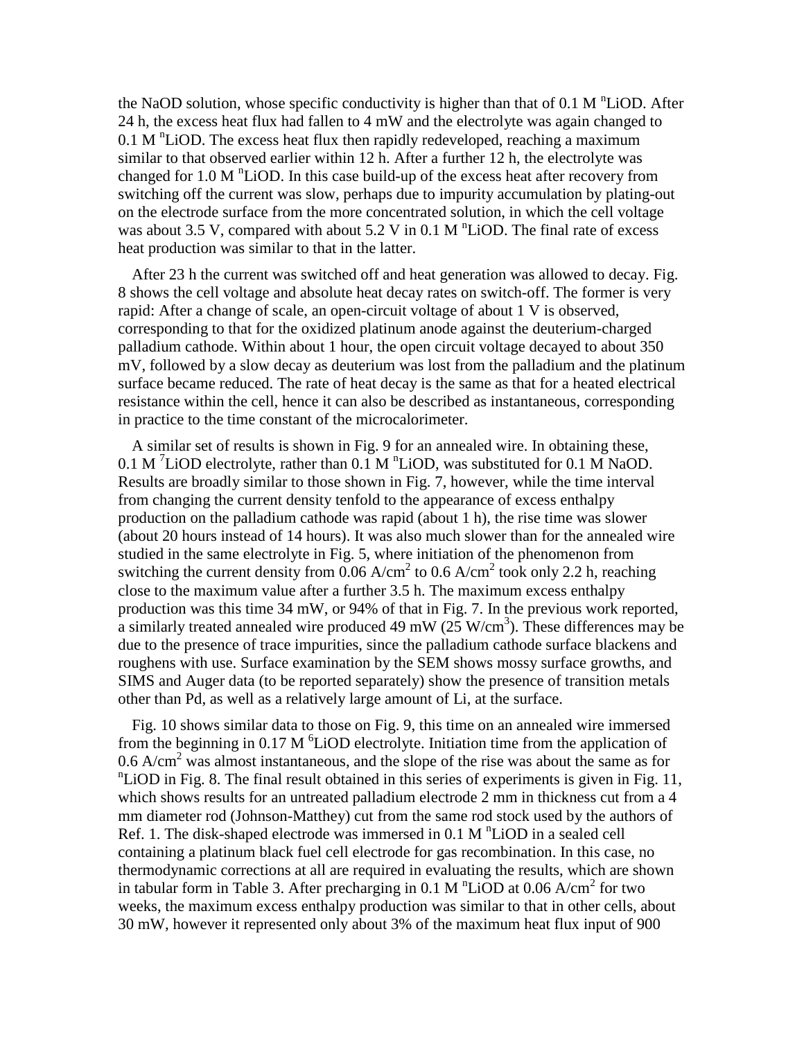the NaOD solution, whose specific conductivity is higher than that of 0.1 M $^{n}$LiOD. After 24 h, the excess heat flux had fallen to 4 mW and the electrolyte was again changed to 0.1 M $^{n}$LiOD. The excess heat flux then rapidly redeveloped, reaching a maximum similar to that observed earlier within 12 h. After a further 12 h, the electrolyte was changed for 1.0 M $^{n}$LiOD. In this case build-up of the excess heat after recovery from switching off the current was slow, perhaps due to impurity accumulation by plating-out on the electrode surface from the more concentrated solution, in which the cell voltage was about 3.5 V, compared with about 5.2 V in 0.1 M $^{n}$LiOD. The final rate of excess heat production was similar to that in the latter.

After 23 h the current was switched off and heat generation was allowed to decay. Fig. 8 shows the cell voltage and absolute heat decay rates on switch-off. The former is very rapid: After a change of scale, an open-circuit voltage of about 1 V is observed, corresponding to that for the oxidized platinum anode against the deuterium-charged palladium cathode. Within about 1 hour, the open circuit voltage decayed to about 350 mV, followed by a slow decay as deuterium was lost from the palladium and the platinum surface became reduced. The rate of heat decay is the same as that for a heated electrical resistance within the cell, hence it can also be described as instantaneous, corresponding in practice to the time constant of the microcalorimeter.

A similar set of results is shown in Fig. 9 for an annealed wire. In obtaining these, 0.1 M $^{7}$LiOD electrolyte, rather than 0.1 M $^{n}$LiOD, was substituted for 0.1 M NaOD. Results are broadly similar to those shown in Fig. 7, however, while the time interval from changing the current density tenfold to the appearance of excess enthalpy production on the palladium cathode was rapid (about 1 h), the rise time was slower (about 20 hours instead of 14 hours). It was also much slower than for the annealed wire studied in the same electrolyte in Fig. 5, where initiation of the phenomenon from switching the current density from 0.06 A/cm$^2$ to 0.6 A/cm$^2$ took only 2.2 h, reaching close to the maximum value after a further 3.5 h. The maximum excess enthalpy production was this time 34 mW, or 94% of that in Fig. 7. In the previous work reported, a similarly treated annealed wire produced 49 mW (25 W/cm$^3$). These differences may be due to the presence of trace impurities, since the palladium cathode surface blackens and roughens with use. Surface examination by the SEM shows mossy surface growths, and SIMS and Auger data (to be reported separately) show the presence of transition metals other than Pd, as well as a relatively large amount of Li, at the surface.

Fig. 10 shows similar data to those on Fig. 9, this time on an annealed wire immersed from the beginning in 0.17 M $^{6}$LiOD electrolyte. Initiation time from the application of 0.6 A/cm$^2$ was almost instantaneous, and the slope of the rise was about the same as for $^{n}$LiOD in Fig. 8. The final result obtained in this series of experiments is given in Fig. 11, which shows results for an untreated palladium electrode 2 mm in thickness cut from a 4 mm diameter rod (Johnson-Matthey) cut from the same rod stock used by the authors of Ref. 1. The disk-shaped electrode was immersed in 0.1 M $^{n}$LiOD in a sealed cell containing a platinum black fuel cell electrode for gas recombination. In this case, no thermodynamic corrections at all are required in evaluating the results, which are shown in tabular form in Table 3. After precharging in 0.1 M $^{n}$LiOD at 0.06 A/cm$^2$ for two weeks, the maximum excess enthalpy production was similar to that in other cells, about 30 mW, however it represented only about 3% of the maximum heat flux input of 900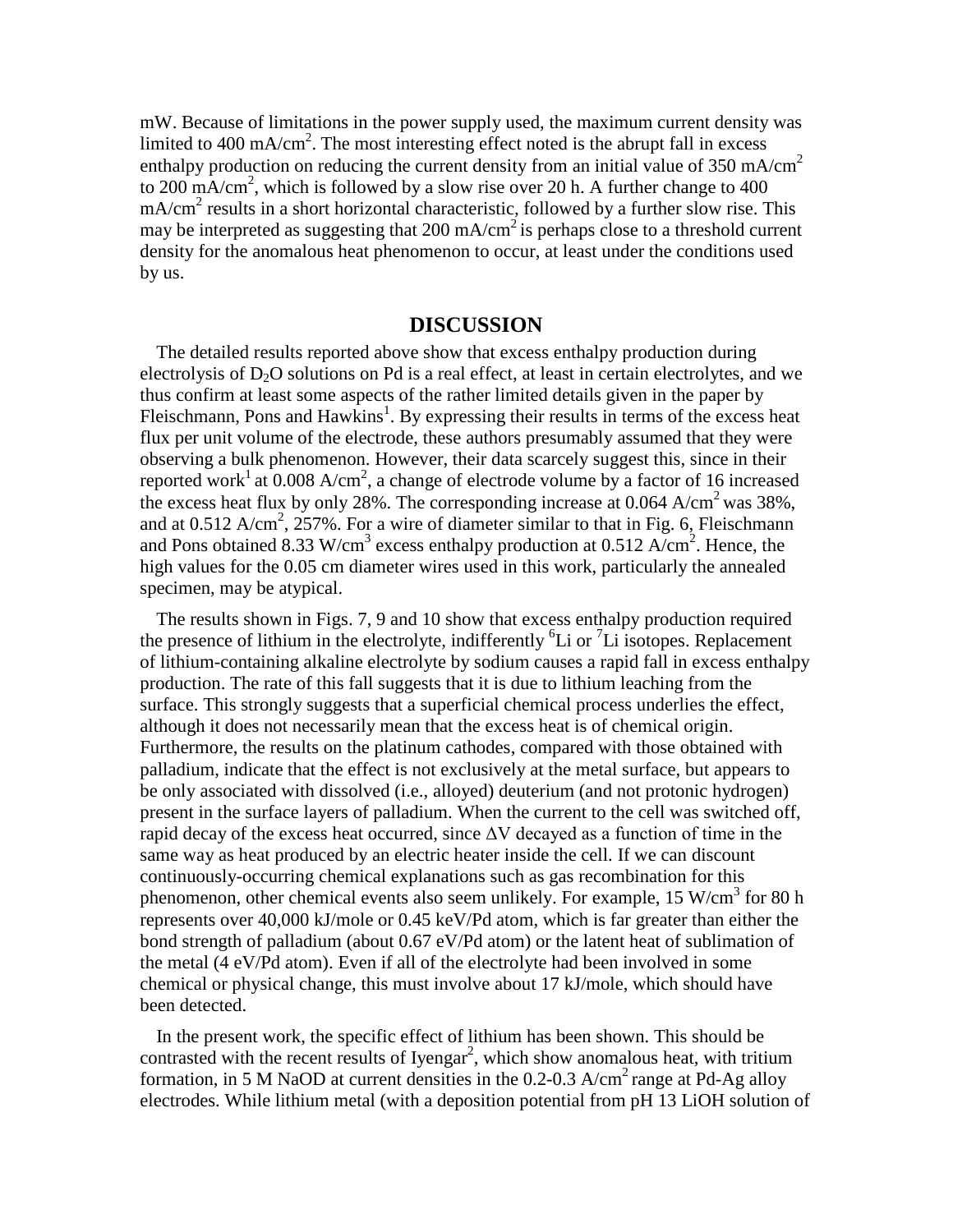mW. Because of limitations in the power supply used, the maximum current density was limited to 400 $mA/cm^2$. The most interesting effect noted is the abrupt fall in excess enthalpy production on reducing the current density from an initial value of 350 $mA/cm^2$ to 200 $mA/cm^2$, which is followed by a slow rise over 20 h. A further change to 400 $mA/cm^2$ results in a short horizontal characteristic, followed by a further slow rise. This may be interpreted as suggesting that 200 $mA/cm^2$ is perhaps close to a threshold current density for the anomalous heat phenomenon to occur, at least under the conditions used by us.

## DISCUSSION

The detailed results reported above show that excess enthalpy production during electrolysis of $D_2O$ solutions on Pd is a real effect, at least in certain electrolytes, and we thus confirm at least some aspects of the rather limited details given in the paper by Fleischmann, Pons and Hawkins[1]. By expressing their results in terms of the excess heat flux per unit volume of the electrode, these authors presumably assumed that they were observing a bulk phenomenon. However, their data scarcely suggest this, since in their reported work[1] at 0.008 $A/cm^2$, a change of electrode volume by a factor of 16 increased the excess heat flux by only 28%. The corresponding increase at 0.064 $A/cm^2$ was 38%, and at 0.512 $A/cm^2$, 257%. For a wire of diameter similar to that in Fig. 6, Fleischmann and Pons obtained 8.33 $W/cm^3$ excess enthalpy production at 0.512 $A/cm^2$. Hence, the high values for the 0.05 cm diameter wires used in this work, particularly the annealed specimen, may be atypical.

The results shown in Figs. 7, 9 and 10 show that excess enthalpy production required the presence of lithium in the electrolyte, indifferently $^6Li$ or $^7Li$ isotopes. Replacement of lithium-containing alkaline electrolyte by sodium causes a rapid fall in excess enthalpy production. The rate of this fall suggests that it is due to lithium leaching from the surface. This strongly suggests that a superficial chemical process underlies the effect, although it does not necessarily mean that the excess heat is of chemical origin. Furthermore, the results on the platinum cathodes, compared with those obtained with palladium, indicate that the effect is not exclusively at the metal surface, but appears to be only associated with dissolved (i.e., alloyed) deuterium (and not protonic hydrogen) present in the surface layers of palladium. When the current to the cell was switched off, rapid decay of the excess heat occurred, since $\Delta V$ decayed as a function of time in the same way as heat produced by an electric heater inside the cell. If we can discount continuously-occurring chemical explanations such as gas recombination for this phenomenon, other chemical events also seem unlikely. For example, 15 $W/cm^3$ for 80 h represents over 40,000 kJ/mole or 0.45 keV/Pd atom, which is far greater than either the bond strength of palladium (about 0.67 eV/Pd atom) or the latent heat of sublimation of the metal (4 eV/Pd atom). Even if all of the electrolyte had been involved in some chemical or physical change, this must involve about 17 kJ/mole, which should have been detected.

In the present work, the specific effect of lithium has been shown. This should be contrasted with the recent results of Iyengar[2], which show anomalous heat, with tritium formation, in 5 M NaOD at current densities in the 0.2-0.3 $A/cm^2$ range at Pd-Ag alloy electrodes. While lithium metal (with a deposition potential from pH 13 LiOH solution of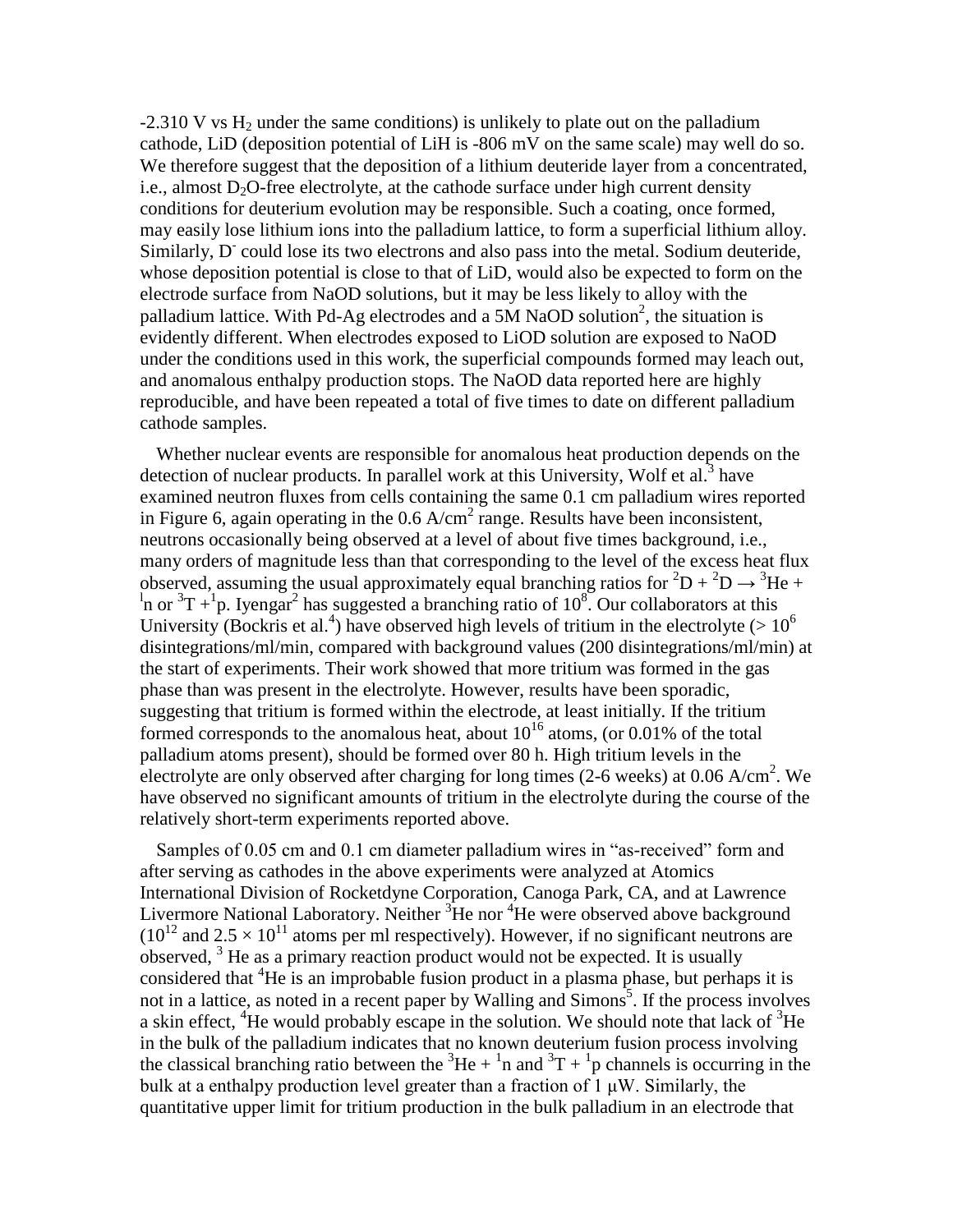-2.310 V vs $H_2$ under the same conditions) is unlikely to plate out on the palladium cathode, LiD (deposition potential of LiH is -806 mV on the same scale) may well do so. We therefore suggest that the deposition of a lithium deuteride layer from a concentrated, i.e., almost $D_2O$-free electrolyte, at the cathode surface under high current density conditions for deuterium evolution may be responsible. Such a coating, once formed, may easily lose lithium ions into the palladium lattice, to form a superficial lithium alloy. Similarly, $D^-$ could lose its two electrons and also pass into the metal. Sodium deuteride, whose deposition potential is close to that of LiD, would also be expected to form on the electrode surface from NaOD solutions, but it may be less likely to alloy with the palladium lattice. With Pd-Ag electrodes and a 5M NaOD solution[2], the situation is evidently different. When electrodes exposed to LiOD solution are exposed to NaOD under the conditions used in this work, the superficial compounds formed may leach out, and anomalous enthalpy production stops. The NaOD data reported here are highly reproducible, and have been repeated a total of five times to date on different palladium cathode samples.

Whether nuclear events are responsible for anomalous heat production depends on the detection of nuclear products. In parallel work at this University, Wolf et al.[3] have examined neutron fluxes from cells containing the same 0.1 cm palladium wires reported in Figure 6, again operating in the 0.6 A/cm$^2$ range. Results have been inconsistent, neutrons occasionally being observed at a level of about five times background, i.e., many orders of magnitude less than that corresponding to the level of the excess heat flux observed, assuming the usual approximately equal branching ratios for $^2D + ^2D \rightarrow ^3He + ^1n$ or $^3T + ^1p$. Iyengar[2] has suggested a branching ratio of $10^8$. Our collaborators at this University (Bockris et al.[4]) have observed high levels of tritium in the electrolyte (> $10^6$ disintegrations/ml/min, compared with background values (200 disintegrations/ml/min) at the start of experiments. Their work showed that more tritium was formed in the gas phase than was present in the electrolyte. However, results have been sporadic, suggesting that tritium is formed within the electrode, at least initially. If the tritium formed corresponds to the anomalous heat, about $10^{16}$ atoms, (or 0.01% of the total palladium atoms present), should be formed over 80 h. High tritium levels in the electrolyte are only observed after charging for long times (2-6 weeks) at 0.06 A/cm$^2$. We have observed no significant amounts of tritium in the electrolyte during the course of the relatively short-term experiments reported above.

Samples of 0.05 cm and 0.1 cm diameter palladium wires in "as-received" form and after serving as cathodes in the above experiments were analyzed at Atomics International Division of Rocketdyne Corporation, Canoga Park, CA, and at Lawrence Livermore National Laboratory. Neither $^3$He nor $^4$He were observed above background ($10^{12}$ and $2.5 \times 10^{11}$ atoms per ml respectively). However, if no significant neutrons are observed, $^3$He as a primary reaction product would not be expected. It is usually considered that $^4$He is an improbable fusion product in a plasma phase, but perhaps it is not in a lattice, as noted in a recent paper by Walling and Simons[5]. If the process involves a skin effect, $^4$He would probably escape in the solution. We should note that lack of $^3$He in the bulk of the palladium indicates that no known deuterium fusion process involving the classical branching ratio between the $^3He + ^1n$ and $^3T + ^1p$ channels is occurring in the bulk at a enthalpy production level greater than a fraction of 1 μW. Similarly, the quantitative upper limit for tritium production in the bulk palladium in an electrode that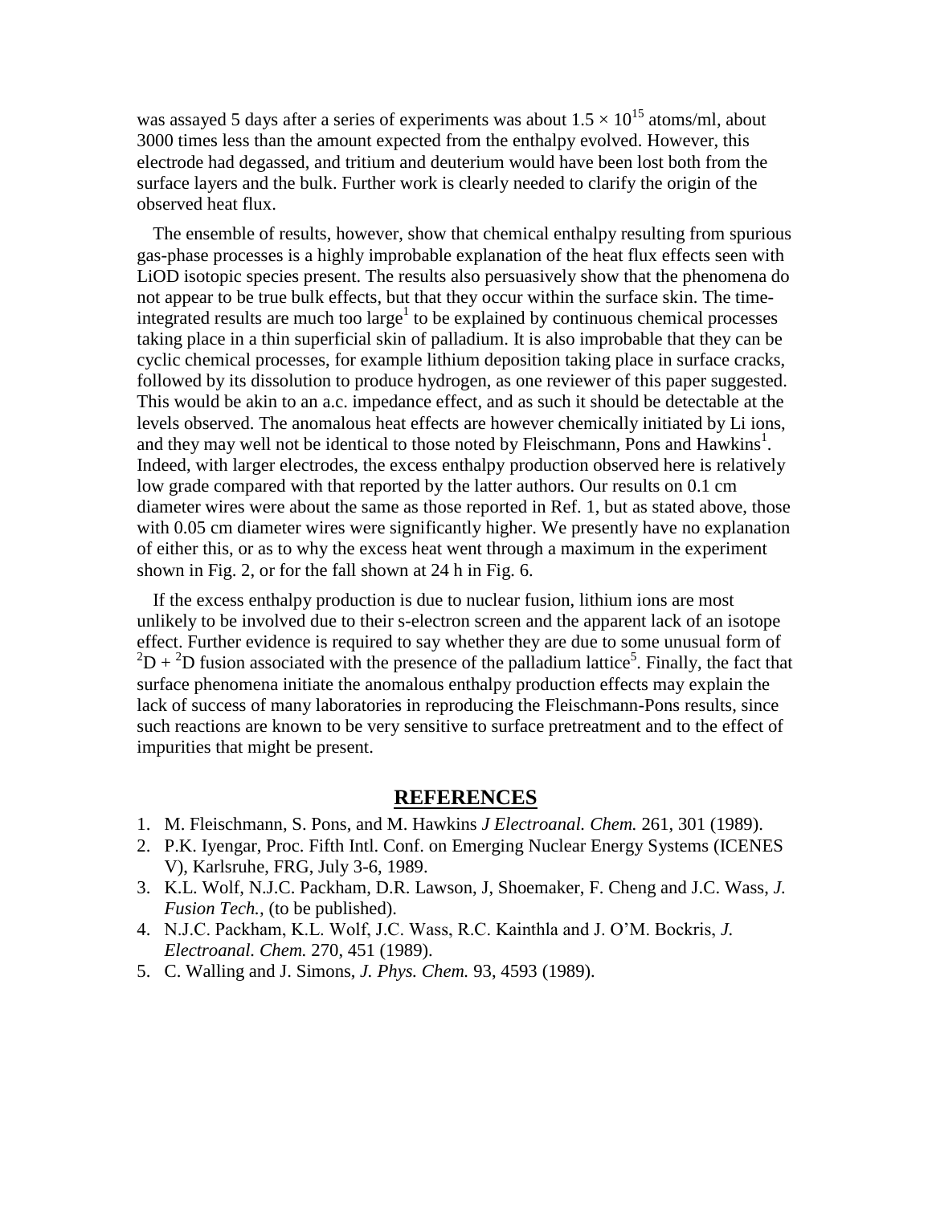was assayed 5 days after a series of experiments was about $1.5 \times 10^{15}$ atoms/ml, about 3000 times less than the amount expected from the enthalpy evolved. However, this electrode had degassed, and tritium and deuterium would have been lost both from the surface layers and the bulk. Further work is clearly needed to clarify the origin of the observed heat flux.

The ensemble of results, however, show that chemical enthalpy resulting from spurious gas-phase processes is a highly improbable explanation of the heat flux effects seen with LiOD isotopic species present. The results also persuasively show that the phenomena do not appear to be true bulk effects, but that they occur within the surface skin. The time-integrated results are much too large[1] to be explained by continuous chemical processes taking place in a thin superficial skin of palladium. It is also improbable that they can be cyclic chemical processes, for example lithium deposition taking place in surface cracks, followed by its dissolution to produce hydrogen, as one reviewer of this paper suggested. This would be akin to an a.c. impedance effect, and as such it should be detectable at the levels observed. The anomalous heat effects are however chemically initiated by Li ions, and they may well not be identical to those noted by Fleischmann, Pons and Hawkins[1]. Indeed, with larger electrodes, the excess enthalpy production observed here is relatively low grade compared with that reported by the latter authors. Our results on 0.1 cm diameter wires were about the same as those reported in Ref. 1, but as stated above, those with 0.05 cm diameter wires were significantly higher. We presently have no explanation of either this, or as to why the excess heat went through a maximum in the experiment shown in Fig. 2, or for the fall shown at 24 h in Fig. 6.

If the excess enthalpy production is due to nuclear fusion, lithium ions are most unlikely to be involved due to their s-electron screen and the apparent lack of an isotope effect. Further evidence is required to say whether they are due to some unusual form of $^{2}D + {}^{2}D$ fusion associated with the presence of the palladium lattice[5]. Finally, the fact that surface phenomena initiate the anomalous enthalpy production effects may explain the lack of success of many laboratories in reproducing the Fleischmann-Pons results, since such reactions are known to be very sensitive to surface pretreatment and to the effect of impurities that might be present.

## REFERENCES

1. M. Fleischmann, S. Pons, and M. Hawkins *J Electroanal. Chem.* 261, 301 (1989).
2. P.K. Iyengar, Proc. Fifth Intl. Conf. on Emerging Nuclear Energy Systems (ICENES V), Karlsruhe, FRG, July 3-6, 1989.
3. K.L. Wolf, N.J.C. Packham, D.R. Lawson, J, Shoemaker, F. Cheng and J.C. Wass, *J. Fusion Tech.*, (to be published).
4. N.J.C. Packham, K.L. Wolf, J.C. Wass, R.C. Kainthla and J. O'M. Bockris, *J. Electroanal. Chem.* 270, 451 (1989).
5. C. Walling and J. Simons, *J. Phys. Chem.* 93, 4593 (1989).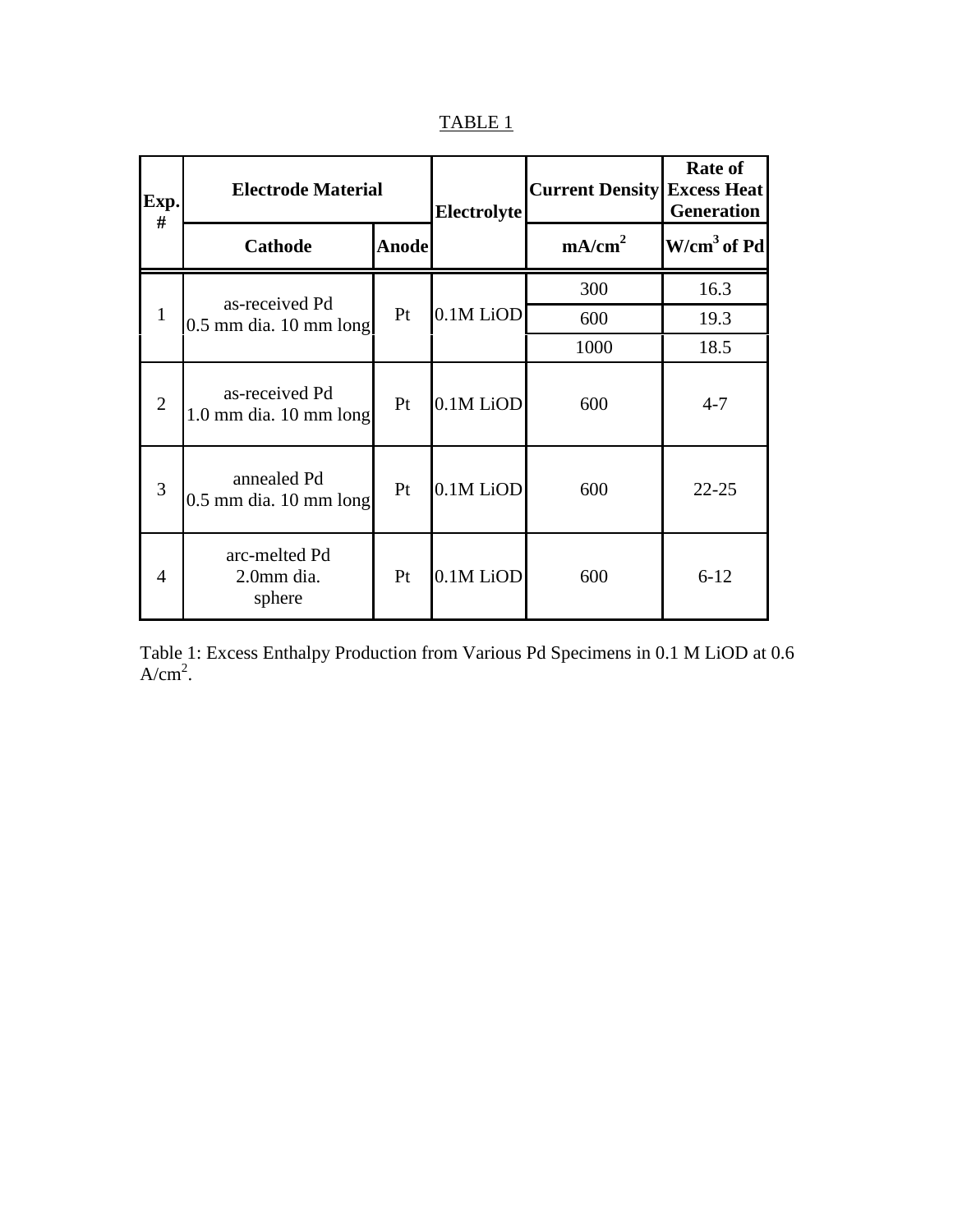TABLE 1

| Exp. # | Electrode Material | | Electrolyte | Current Density | Rate of Excess Heat Generation |
|---|---|---|---|---|---|
| | Cathode | Anode | | $mA/cm^2$ | $W/cm^3$ of Pd |
| 1 | as-received Pd 0.5 mm dia. 10 mm long | Pt | 0.1M LiOD | 300 | 16.3 |
| | | | | 600 | 19.3 |
| | | | | 1000 | 18.5 |
| 2 | as-received Pd 1.0 mm dia. 10 mm long | Pt | 0.1M LiOD | 600 | 4-7 |
| 3 | annealed Pd 0.5 mm dia. 10 mm long | Pt | 0.1M LiOD | 600 | 22-25 |
| 4 | arc-melted Pd 2.0mm dia. sphere | Pt | 0.1M LiOD | 600 | 6-12 |

Table 1: Excess Enthalpy Production from Various Pd Specimens in 0.1 M LiOD at 0.6 $A/cm^2$.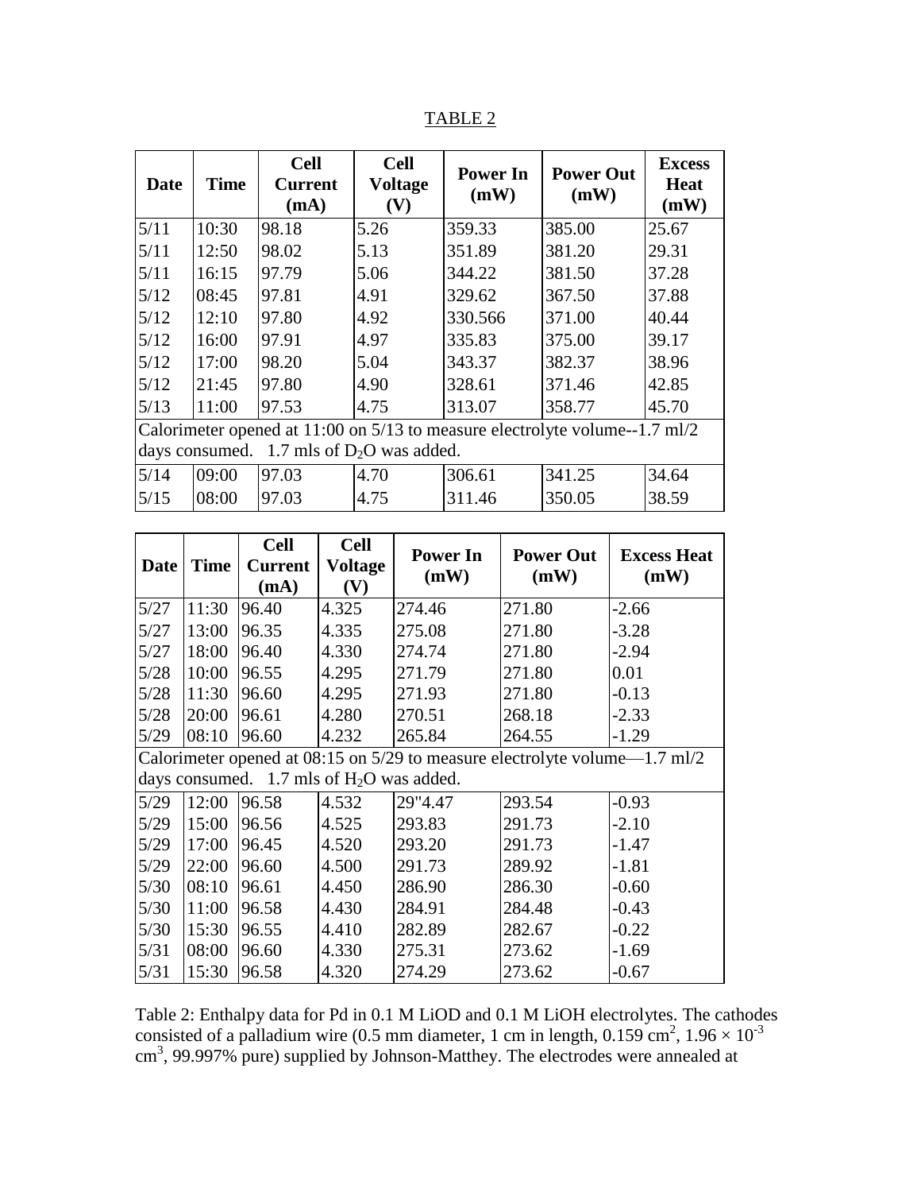TABLE 2

| Date | Time | Cell Current (mA) | Cell Voltage (V) | Power In (mW) | Power Out (mW) | Excess Heat (mW) |
|---|---|---|---|---|---|---|
| 5/11 | 10:30 | 98.18 | 5.26 | 359.33 | 385.00 | 25.67 |
| 5/11 | 12:50 | 98.02 | 5.13 | 351.89 | 381.20 | 29.31 |
| 5/11 | 16:15 | 97.79 | 5.06 | 344.22 | 381.50 | 37.28 |
| 5/12 | 08:45 | 97.81 | 4.91 | 329.62 | 367.50 | 37.88 |
| 5/12 | 12:10 | 97.80 | 4.92 | 330.566 | 371.00 | 40.44 |
| 5/12 | 16:00 | 97.91 | 4.97 | 335.83 | 375.00 | 39.17 |
| 5/12 | 17:00 | 98.20 | 5.04 | 343.37 | 382.37 | 38.96 |
| 5/12 | 21:45 | 97.80 | 4.90 | 328.61 | 371.46 | 42.85 |
| 5/13 | 11:00 | 97.53 | 4.75 | 313.07 | 358.77 | 45.70 |
| Calorimeter opened at 11:00 on 5/13 to measure electrolyte volume--1.7 ml/2 days consumed. 1.7 mls of $D_2O$ was added. | | | | | | |
| 5/14 | 09:00 | 97.03 | 4.70 | 306.61 | 341.25 | 34.64 |
| 5/15 | 08:00 | 97.03 | 4.75 | 311.46 | 350.05 | 38.59 |

| Date | Time | Cell Current (mA) | Cell Voltage (V) | Power In (mW) | Power Out (mW) | Excess Heat (mW) |
|---|---|---|---|---|---|---|
| 5/27 | 11:30 | 96.40 | 4.325 | 274.46 | 271.80 | -2.66 |
| 5/27 | 13:00 | 96.35 | 4.335 | 275.08 | 271.80 | -3.28 |
| 5/27 | 18:00 | 96.40 | 4.330 | 274.74 | 271.80 | -2.94 |
| 5/28 | 10:00 | 96.55 | 4.295 | 271.79 | 271.80 | 0.01 |
| 5/28 | 11:30 | 96.60 | 4.295 | 271.93 | 271.80 | -0.13 |
| 5/28 | 20:00 | 96.61 | 4.280 | 270.51 | 268.18 | -2.33 |
| 5/29 | 08:10 | 96.60 | 4.232 | 265.84 | 264.55 | -1.29 |
| Calorimeter opened at 08:15 on 5/29 to measure electrolyte volume—1.7 ml/2 days consumed. 1.7 mls of $H_2O$ was added. | | | | | | |
| 5/29 | 12:00 | 96.58 | 4.532 | 29"4.47 | 293.54 | -0.93 |
| 5/29 | 15:00 | 96.56 | 4.525 | 293.83 | 291.73 | -2.10 |
| 5/29 | 17:00 | 96.45 | 4.520 | 293.20 | 291.73 | -1.47 |
| 5/29 | 22:00 | 96.60 | 4.500 | 291.73 | 289.92 | -1.81 |
| 5/30 | 08:10 | 96.61 | 4.450 | 286.90 | 286.30 | -0.60 |
| 5/30 | 11:00 | 96.58 | 4.430 | 284.91 | 284.48 | -0.43 |
| 5/30 | 15:30 | 96.55 | 4.410 | 282.89 | 282.67 | -0.22 |
| 5/31 | 08:00 | 96.60 | 4.330 | 275.31 | 273.62 | -1.69 |
| 5/31 | 15:30 | 96.58 | 4.320 | 274.29 | 273.62 | -0.67 |

Table 2: Enthalpy data for Pd in 0.1 M LiOD and 0.1 M LiOH electrolytes. The cathodes consisted of a palladium wire (0.5 mm diameter, 1 cm in length, 0.159 $cm^2$, $1.96 \times 10^{-3}$ $cm^3$, 99.997% pure) supplied by Johnson-Matthey. The electrodes were annealed at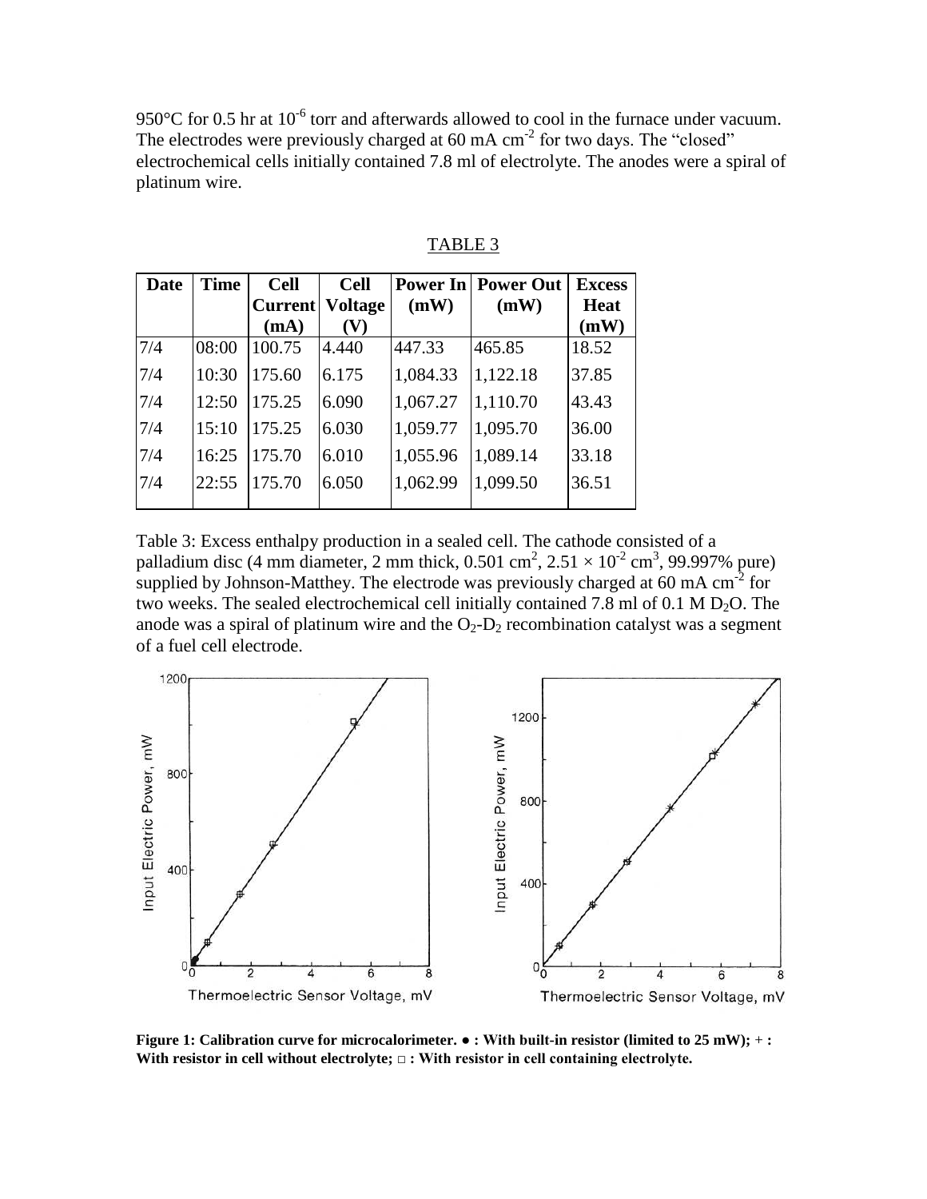950°C for 0.5 hr at $10^{-6}$ torr and afterwards allowed to cool in the furnace under vacuum. The electrodes were previously charged at 60 mA $cm^{-2}$ for two days. The "closed" electrochemical cells initially contained 7.8 ml of electrolyte. The anodes were a spiral of platinum wire.

TABLE 3

| Date | Time | Cell Current (mA) | Cell Voltage (V) | Power In (mW) | Power Out (mW) | Excess Heat (mW) |
|---|---|---|---|---|---|---|
| 7/4 | 08:00 | 100.75 | 4.440 | 447.33 | 465.85 | 18.52 |
| 7/4 | 10:30 | 175.60 | 6.175 | 1,084.33 | 1,122.18 | 37.85 |
| 7/4 | 12:50 | 175.25 | 6.090 | 1,067.27 | 1,110.70 | 43.43 |
| 7/4 | 15:10 | 175.25 | 6.030 | 1,059.77 | 1,095.70 | 36.00 |
| 7/4 | 16:25 | 175.70 | 6.010 | 1,055.96 | 1,089.14 | 33.18 |
| 7/4 | 22:55 | 175.70 | 6.050 | 1,062.99 | 1,099.50 | 36.51 |

Table 3: Excess enthalpy production in a sealed cell. The cathode consisted of a palladium disc (4 mm diameter, 2 mm thick, 0.501 $cm^2$, $2.51 \times 10^{-2}$ $cm^3$, 99.997% pure) supplied by Johnson-Matthey. The electrode was previously charged at 60 mA $cm^{-2}$ for two weeks. The sealed electrochemical cell initially contained 7.8 ml of 0.1 M $D_2O$. The anode was a spiral of platinum wire and the $O_2$-$D_2$ recombination catalyst was a segment of a fuel cell electrode.

**Figure 1: Calibration curve for microcalorimeter. ● : With built-in resistor (limited to 25 mW); + : With resistor in cell without electrolyte; □ : With resistor in cell containing electrolyte.**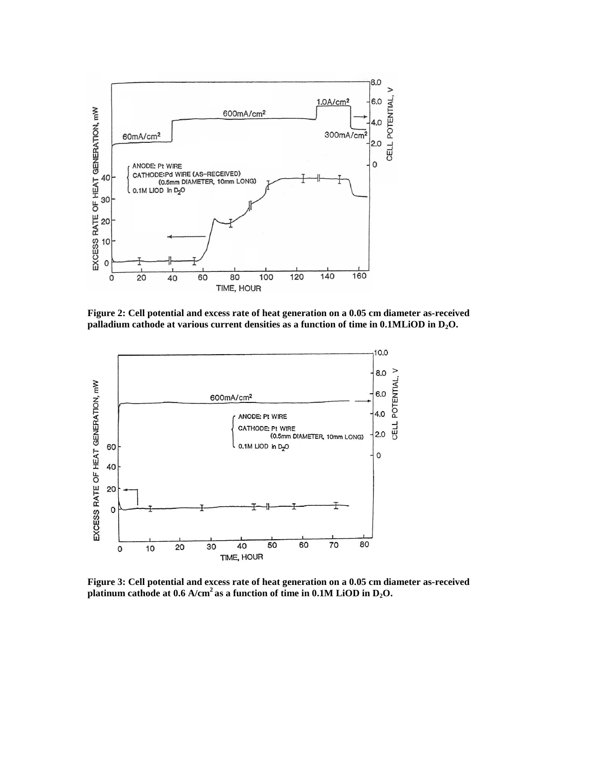**Figure 2: Cell potential and excess rate of heat generation on a 0.05 cm diameter as-received palladium cathode at various current densities as a function of time in 0.1MLiOD in $D_2O$.**

**Figure 3: Cell potential and excess rate of heat generation on a 0.05 cm diameter as-received platinum cathode at 0.6 $A/cm^2$ as a function of time in 0.1M LiOD in $D_2O$.**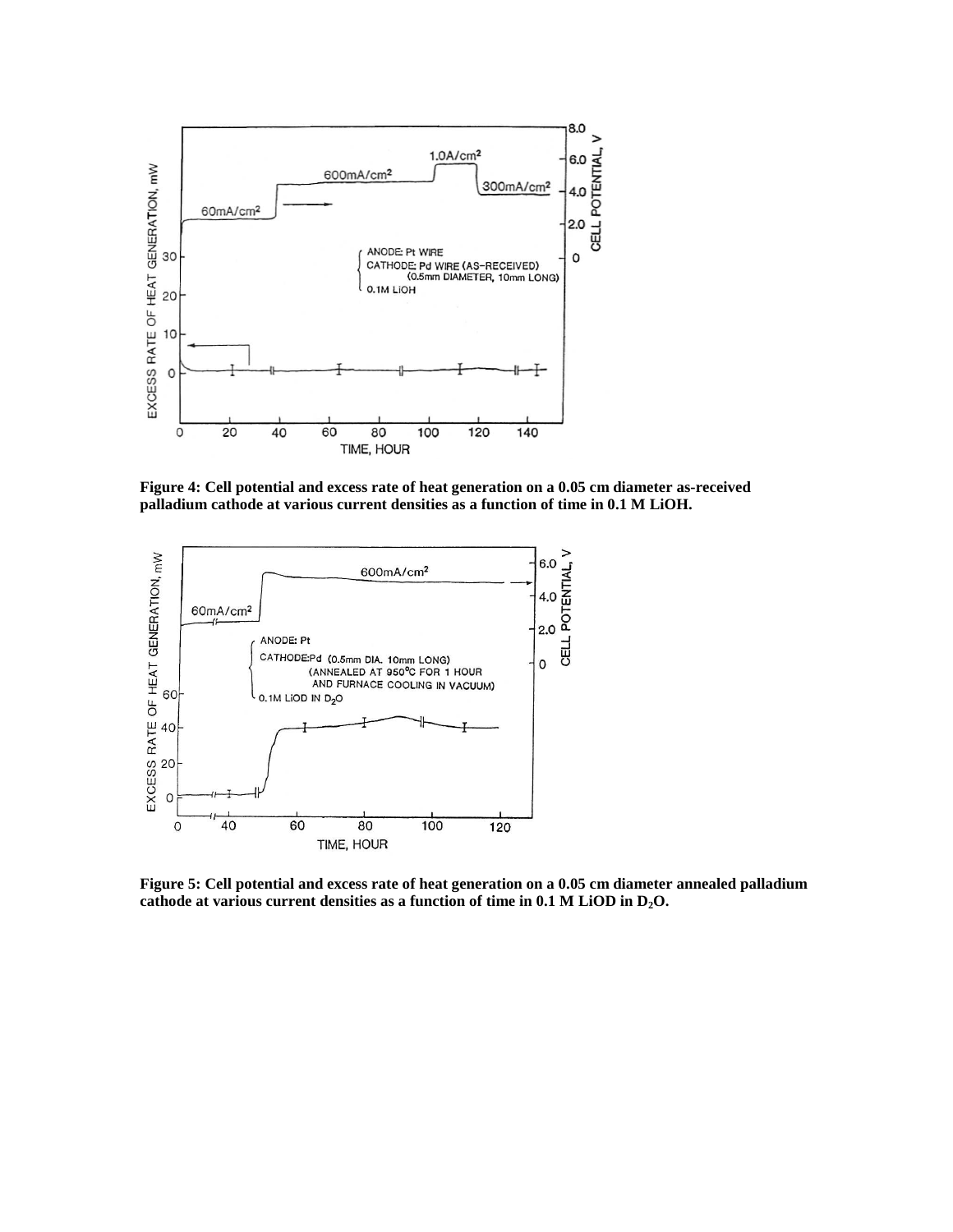**Figure 4: Cell potential and excess rate of heat generation on a 0.05 cm diameter as-received palladium cathode at various current densities as a function of time in 0.1 M LiOH.**

**Figure 5: Cell potential and excess rate of heat generation on a 0.05 cm diameter annealed palladium cathode at various current densities as a function of time in 0.1 M LiOD in $D_2O$.**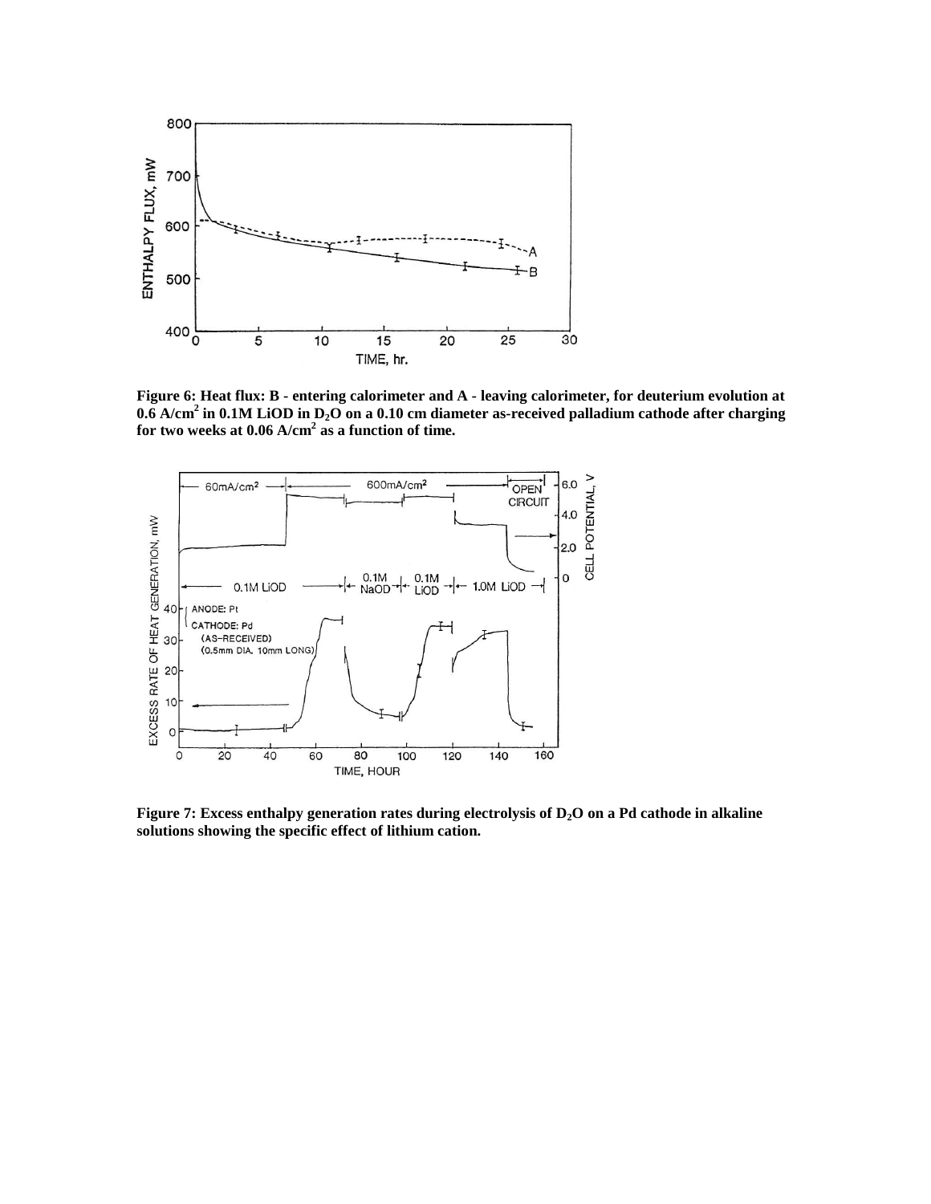**Figure 6: Heat flux: B - entering calorimeter and A - leaving calorimeter, for deuterium evolution at 0.6 $A/cm^2$ in 0.1M LiOD in $D_2O$ on a 0.10 cm diameter as-received palladium cathode after charging for two weeks at 0.06 $A/cm^2$ as a function of time.**

**Figure 7: Excess enthalpy generation rates during electrolysis of $D_2O$ on a Pd cathode in alkaline solutions showing the specific effect of lithium cation.**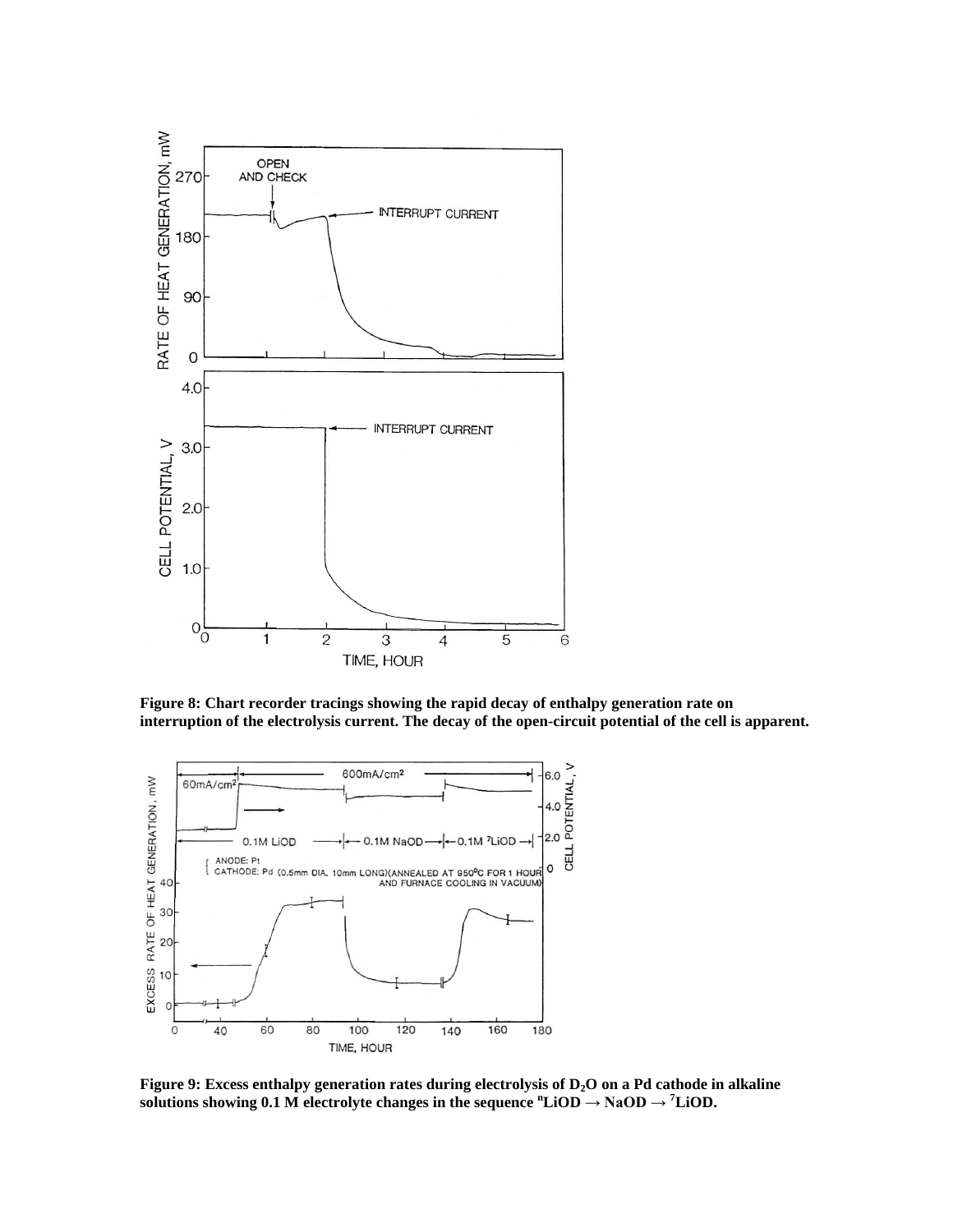**Figure 8: Chart recorder tracings showing the rapid decay of enthalpy generation rate on interruption of the electrolysis current. The decay of the open-circuit potential of the cell is apparent.**

**Figure 9: Excess enthalpy generation rates during electrolysis of $D_2O$ on a Pd cathode in alkaline solutions showing 0.1 M electrolyte changes in the sequence $^{n}LiOD \rightarrow NaOD \rightarrow {}^{7}LiOD$.**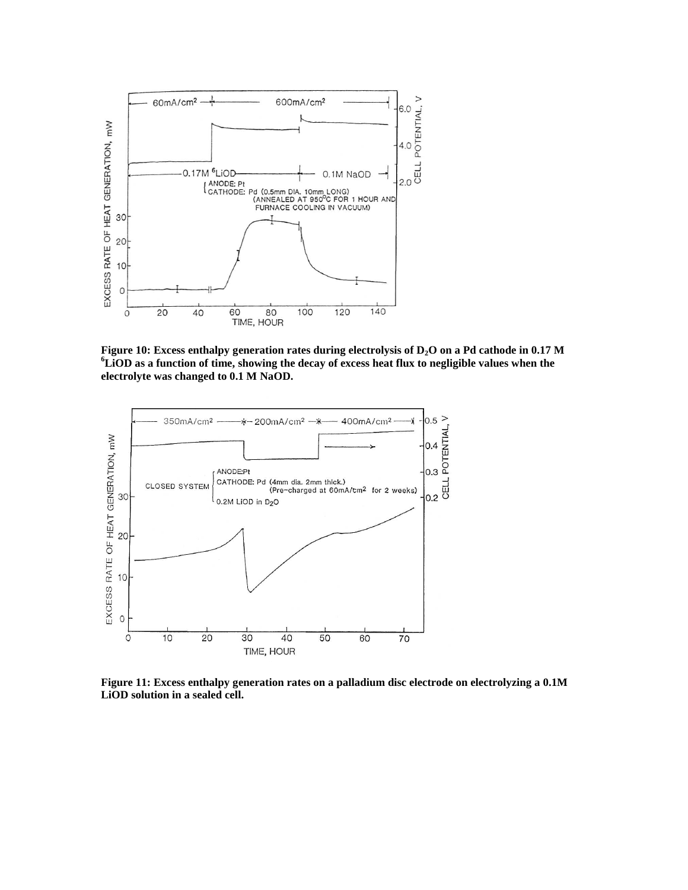60mA/cm²

600mA/cm²

EXCESS RATE OF HEAT GENERATION, mW

CELL POTENTIAL, V

6.0

4.0

2.0

0.17M $^6$LiOD

0.1M NaOD

ANODE: Pt
CATHODE: Pd (0.5mm DIA. 10mm LONG)
(ANNEALED AT 950°C FOR 1 HOUR AND FURNACE COOLING IN VACUUM)

30

20

10

0

0 20 40 60 80 100 120 140

TIME, HOUR

**Figure 10: Excess enthalpy generation rates during electrolysis of $D_2O$ on a Pd cathode in 0.17 M $^6$LiOD as a function of time, showing the decay of excess heat flux to negligible values when the electrolyte was changed to 0.1 M NaOD.**

350mA/cm²

200mA/cm²

400mA/cm²

EXCESS RATE OF HEAT GENERATION, mW

CELL POTENTIAL, V

0.5

0.4

0.3

0.2

CLOSED SYSTEM

ANODE:Pt
CATHODE: Pd (4mm dia. 2mm thick.)
(Pre-charged at 60mA/cm² for 2 weeks)
0.2M LiOD in $D_2O$

30

20

10

0

0 10 20 30 40 50 60 70

TIME, HOUR

**Figure 11: Excess enthalpy generation rates on a palladium disc electrode on electrolyzing a 0.1M LiOD solution in a sealed cell.**